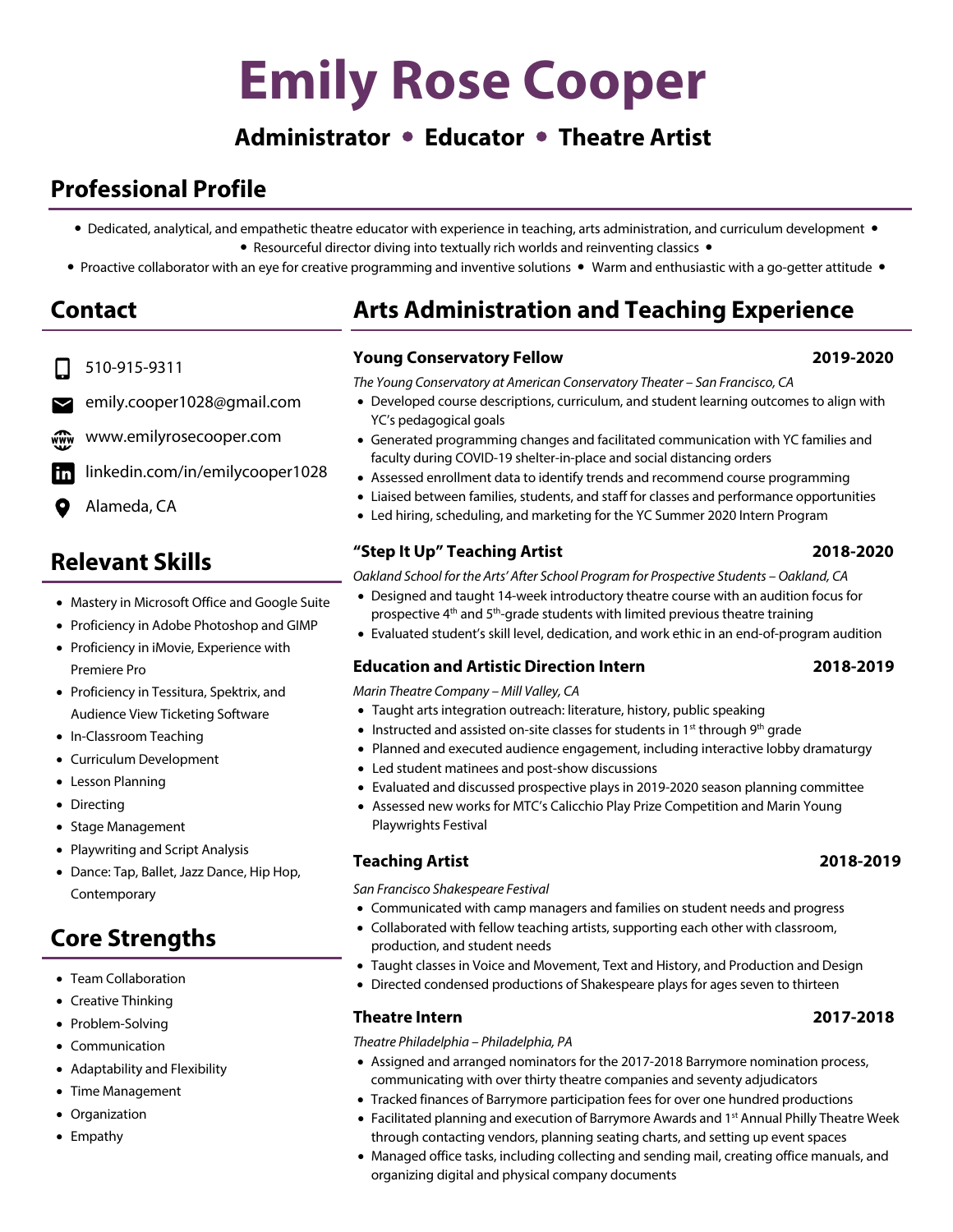# Emily Rose Cooper

**Administrator • Educator • Theatre Artist**

## Professional Profile

- Dedicated, analytical, and empathetic theatre educator with experience in teaching, arts administration, and curriculum development
- Resourceful director diving into textually rich worlds and reinventing classics
- Proactive collaborator with an eye for creative programming and inventive solutions
- Warm and enthusiastic with a go-getter attitude

## Contact

- 510-915-9311
- emily.cooper1028@gmail.com
- www.emilyrosecooper.com
- linkedin.com/in/emilycooper1028
- Alameda, CA

## Relevant Skills

- Mastery in Microsoft Office and Google Suite
- Proficiency in Adobe Photoshop and GIMP
- Proficiency in iMovie, Experience with Premiere Pro
- Proficiency in Tessitura, Spektrix, and Audience View Ticketing Software
- In-Classroom Teaching
- Curriculum Development
- Lesson Planning
- Directing
- Stage Management
- Playwriting and Script Analysis
- Dance: Tap, Ballet, Jazz Dance, Hip Hop, Contemporary

## Core Strengths

- Team Collaboration
- Creative Thinking
- Problem-Solving
- Communication
- Adaptability and Flexibility
- Time Management
- Organization
- Empathy

## Arts Administration and Teaching Experience

### Young Conservatory Fellow — 2019-2020

*The Young Conservatory at American Conservatory Theater – San Francisco, CA*

- Developed course descriptions, curriculum, and student learning outcomes to align with YC's pedagogical goals
- Generated programming changes and facilitated communication with YC families and faculty during COVID-19 shelter-in-place and social distancing orders
- Assessed enrollment data to identify trends and recommend course programming
- Liaised between families, students, and staff for classes and performance opportunities
- Led hiring, scheduling, and marketing for the YC Summer 2020 Intern Program

### "Step It Up" Teaching Artist — 2018-2020

*Oakland School for the Arts' After School Program for Prospective Students – Oakland, CA*

- Designed and taught 14-week introductory theatre course with an audition focus for prospective 4th and 5th-grade students with limited previous theatre training
- Evaluated student's skill level, dedication, and work ethic in an end-of-program audition

### Education and Artistic Direction Intern — 2018-2019

*Marin Theatre Company – Mill Valley, CA*

- Taught arts integration outreach: literature, history, public speaking
- Instructed and assisted on-site classes for students in 1st through 9th grade
- Planned and executed audience engagement, including interactive lobby dramaturgy
- Led student matinees and post-show discussions
- Evaluated and discussed prospective plays in 2019-2020 season planning committee
- Assessed new works for MTC's Calicchio Play Prize Competition and Marin Young Playwrights Festival

### Teaching Artist — 2018-2019

*San Francisco Shakespeare Festival*

- Communicated with camp managers and families on student needs and progress
- Collaborated with fellow teaching artists, supporting each other with classroom, production, and student needs
- Taught classes in Voice and Movement, Text and History, and Production and Design
- Directed condensed productions of Shakespeare plays for ages seven to thirteen

### Theatre Intern — 2017-2018

*Theatre Philadelphia – Philadelphia, PA*

- Assigned and arranged nominators for the 2017-2018 Barrymore nomination process, communicating with over thirty theatre companies and seventy adjudicators
- Tracked finances of Barrymore participation fees for over one hundred productions
- Facilitated planning and execution of Barrymore Awards and 1st Annual Philly Theatre Week through contacting vendors, planning seating charts, and setting up event spaces
- Managed office tasks, including collecting and sending mail, creating office manuals, and organizing digital and physical company documents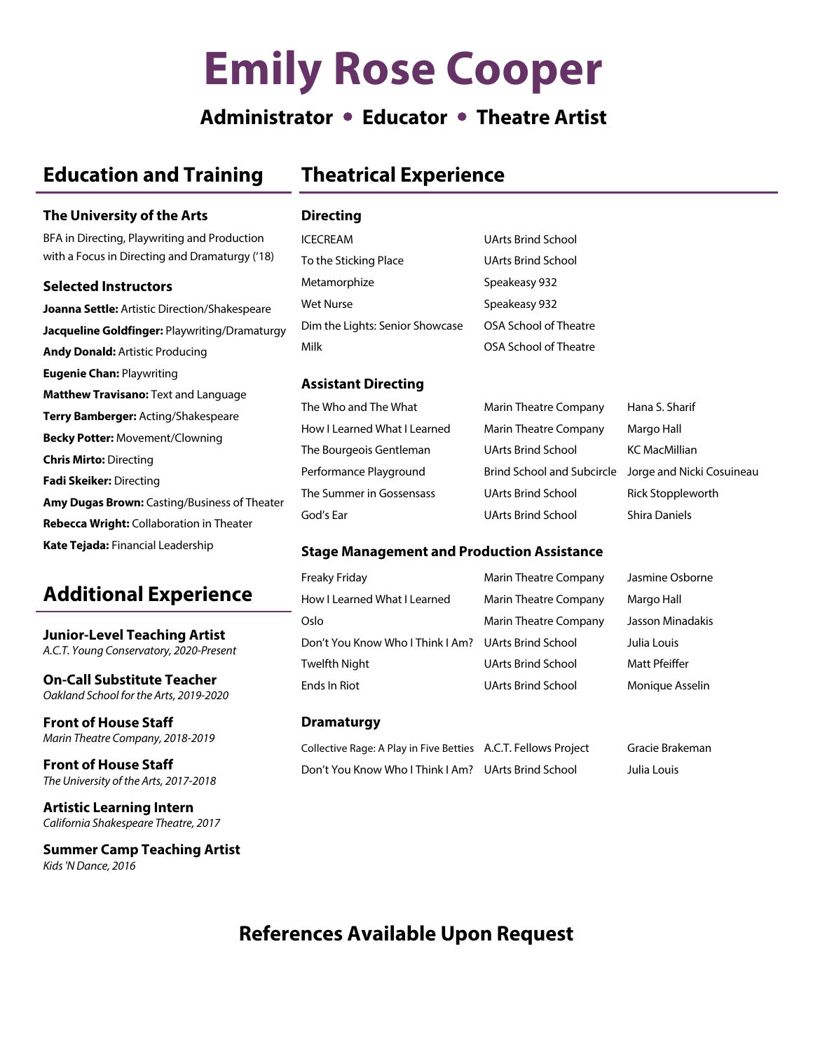# Emily Rose Cooper

**Administrator • Educator • Theatre Artist**

## Education and Training

### The University of the Arts

BFA in Directing, Playwriting and Production with a Focus in Directing and Dramaturgy ('18)

### Selected Instructors

**Joanna Settle:** Artistic Direction/Shakespeare
**Jacqueline Goldfinger:** Playwriting/Dramaturgy
**Andy Donald:** Artistic Producing
**Eugenie Chan:** Playwriting
**Matthew Travisano:** Text and Language
**Terry Bamberger:** Acting/Shakespeare
**Becky Potter:** Movement/Clowning
**Chris Mirto:** Directing
**Fadi Skeiker:** Directing
**Amy Dugas Brown:** Casting/Business of Theater
**Rebecca Wright:** Collaboration in Theater
**Kate Tejada:** Financial Leadership

## Additional Experience

**Junior-Level Teaching Artist**
*A.C.T. Young Conservatory, 2020-Present*

**On-Call Substitute Teacher**
*Oakland School for the Arts, 2019-2020*

**Front of House Staff**
*Marin Theatre Company, 2018-2019*

**Front of House Staff**
*The University of the Arts, 2017-2018*

**Artistic Learning Intern**
*California Shakespeare Theatre, 2017*

**Summer Camp Teaching Artist**
*Kids 'N Dance, 2016*

## Theatrical Experience

### Directing

| | |
|---|---|
| ICECREAM | UArts Brind School |
| To the Sticking Place | UArts Brind School |
| Metamorphize | Speakeasy 932 |
| Wet Nurse | Speakeasy 932 |
| Dim the Lights: Senior Showcase | OSA School of Theatre |
| Milk | OSA School of Theatre |

### Assistant Directing

| | | |
|---|---|---|
| The Who and The What | Marin Theatre Company | Hana S. Sharif |
| How I Learned What I Learned | Marin Theatre Company | Margo Hall |
| The Bourgeois Gentleman | UArts Brind School | KC MacMillian |
| Performance Playground | Brind School and Subcircle | Jorge and Nicki Cosuineau |
| The Summer in Gossensass | UArts Brind School | Rick Stoppleworth |
| God's Ear | UArts Brind School | Shira Daniels |

### Stage Management and Production Assistance

| | | |
|---|---|---|
| Freaky Friday | Marin Theatre Company | Jasmine Osborne |
| How I Learned What I Learned | Marin Theatre Company | Margo Hall |
| Oslo | Marin Theatre Company | Jasson Minadakis |
| Don't You Know Who I Think I Am? | UArts Brind School | Julia Louis |
| Twelfth Night | UArts Brind School | Matt Pfeiffer |
| Ends In Riot | UArts Brind School | Monique Asselin |

### Dramaturgy

| | | |
|---|---|---|
| Collective Rage: A Play in Five Betties | A.C.T. Fellows Project | Gracie Brakeman |
| Don't You Know Who I Think I Am? | UArts Brind School | Julia Louis |

## References Available Upon Request